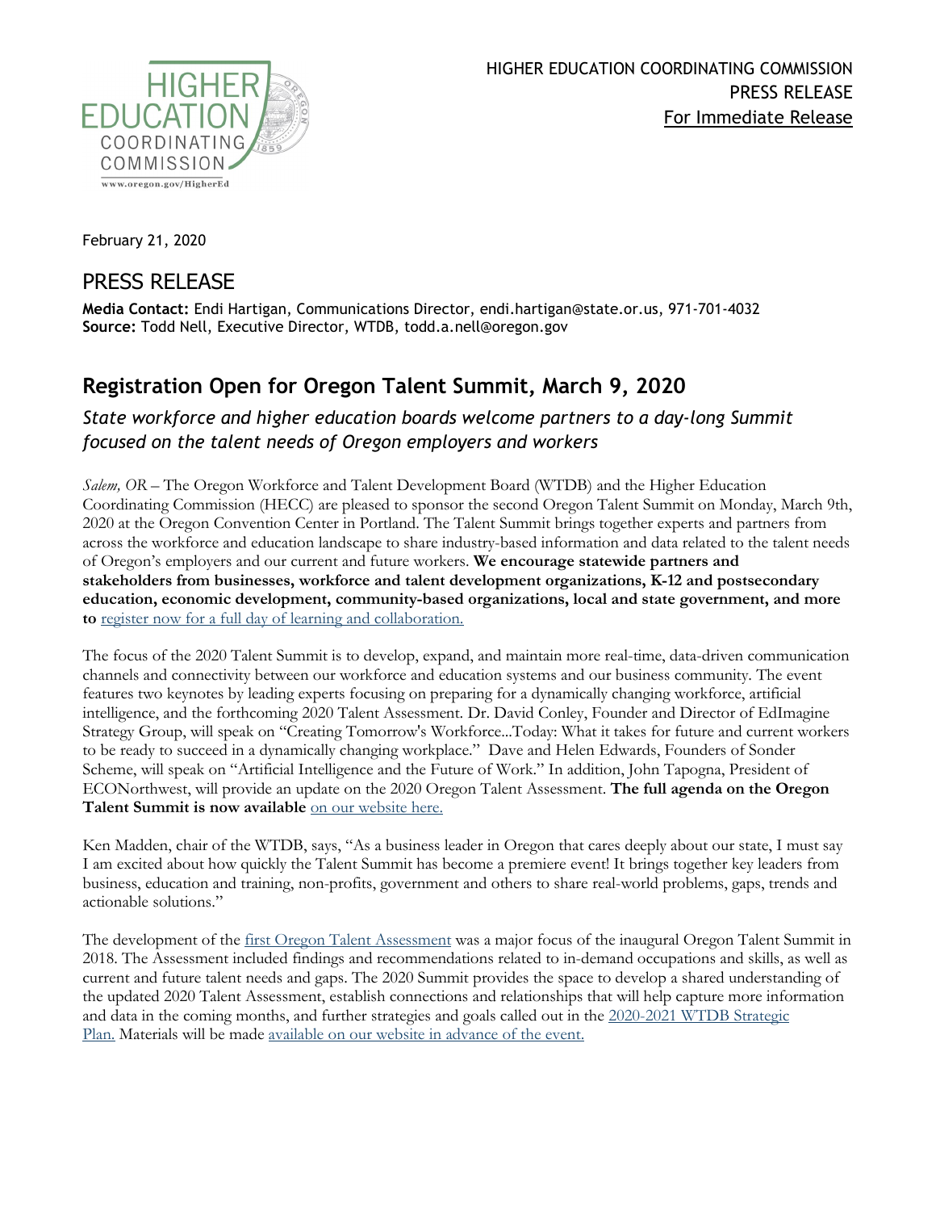HIGHER EDUCATION COORDINATING COMMISSION
PRESS RELEASE
For Immediate Release

February 21, 2020

# PRESS RELEASE

**Media Contact:** Endi Hartigan, Communications Director, endi.hartigan@state.or.us, 971-701-4032
**Source:** Todd Nell, Executive Director, WTDB, todd.a.nell@oregon.gov

## Registration Open for Oregon Talent Summit, March 9, 2020

*State workforce and higher education boards welcome partners to a day-long Summit focused on the talent needs of Oregon employers and workers*

*Salem, OR* – The Oregon Workforce and Talent Development Board (WTDB) and the Higher Education Coordinating Commission (HECC) are pleased to sponsor the second Oregon Talent Summit on Monday, March 9th, 2020 at the Oregon Convention Center in Portland. The Talent Summit brings together experts and partners from across the workforce and education landscape to share industry-based information and data related to the talent needs of Oregon's employers and our current and future workers. **We encourage statewide partners and stakeholders from businesses, workforce and talent development organizations, K-12 and postsecondary education, economic development, community-based organizations, local and state government, and more to** register now for a full day of learning and collaboration.

The focus of the 2020 Talent Summit is to develop, expand, and maintain more real-time, data-driven communication channels and connectivity between our workforce and education systems and our business community. The event features two keynotes by leading experts focusing on preparing for a dynamically changing workforce, artificial intelligence, and the forthcoming 2020 Talent Assessment. Dr. David Conley, Founder and Director of EdImagine Strategy Group, will speak on "Creating Tomorrow's Workforce...Today: What it takes for future and current workers to be ready to succeed in a dynamically changing workplace." Dave and Helen Edwards, Founders of Sonder Scheme, will speak on "Artificial Intelligence and the Future of Work." In addition, John Tapogna, President of ECONorthwest, will provide an update on the 2020 Oregon Talent Assessment. **The full agenda on the Oregon Talent Summit is now available** on our website here.

Ken Madden, chair of the WTDB, says, "As a business leader in Oregon that cares deeply about our state, I must say I am excited about how quickly the Talent Summit has become a premiere event! It brings together key leaders from business, education and training, non-profits, government and others to share real-world problems, gaps, trends and actionable solutions."

The development of the first Oregon Talent Assessment was a major focus of the inaugural Oregon Talent Summit in 2018. The Assessment included findings and recommendations related to in-demand occupations and skills, as well as current and future talent needs and gaps. The 2020 Summit provides the space to develop a shared understanding of the updated 2020 Talent Assessment, establish connections and relationships that will help capture more information and data in the coming months, and further strategies and goals called out in the 2020-2021 WTDB Strategic Plan. Materials will be made available on our website in advance of the event.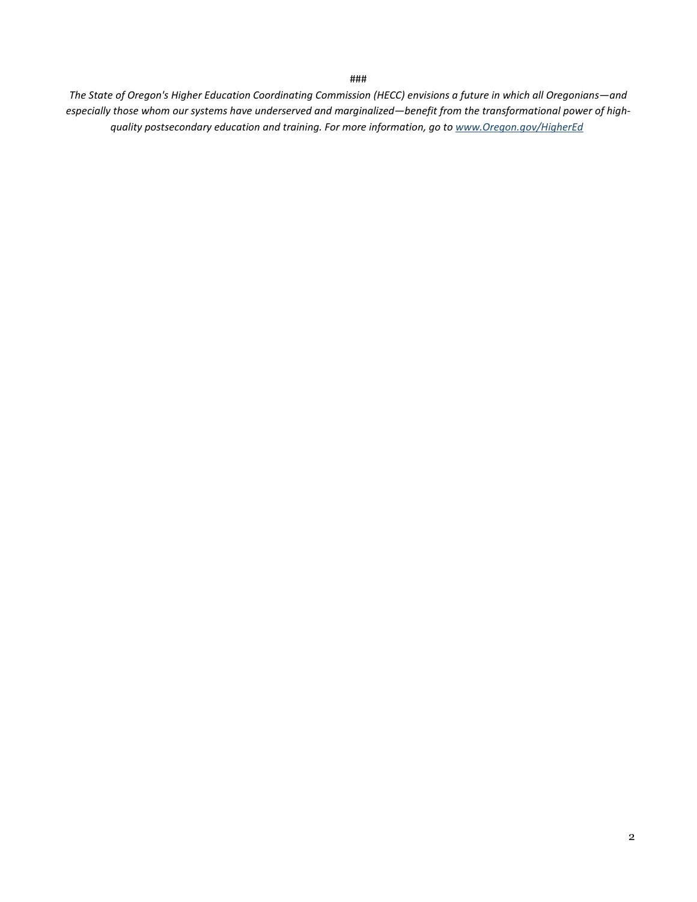###

*The State of Oregon's Higher Education Coordinating Commission (HECC) envisions a future in which all Oregonians—and especially those whom our systems have underserved and marginalized—benefit from the transformational power of high-quality postsecondary education and training. For more information, go to [www.Oregon.gov/HigherEd](http://www.Oregon.gov/HigherEd)*